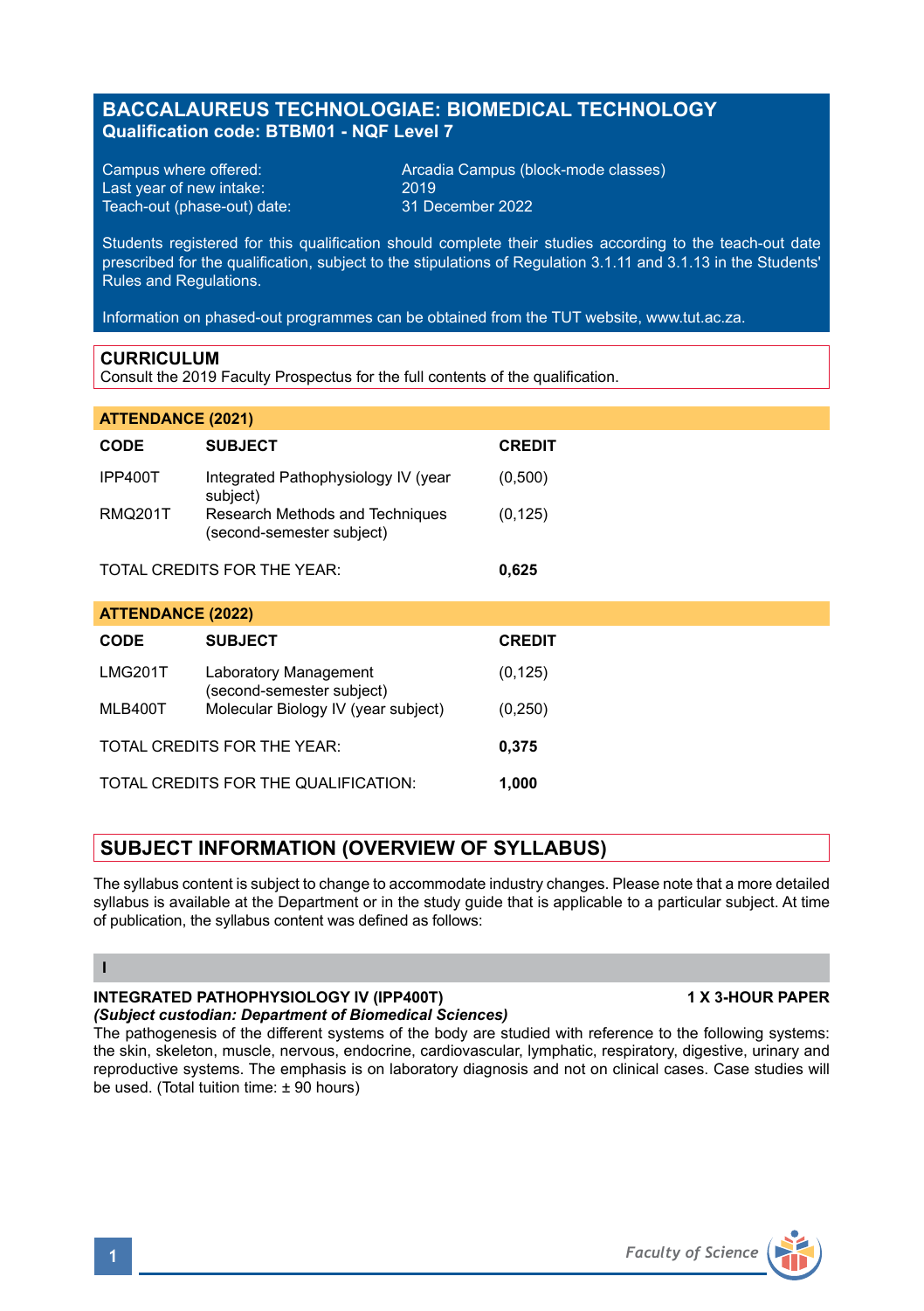# BACCALAUREUS TECHNOLOGIAE: BIOMEDICAL TECHNOLOGY

**Qualification code: BTBM01 - NQF Level 7**

Campus where offered: Arcadia Campus (block-mode classes)
Last year of new intake: 2019
Teach-out (phase-out) date: 31 December 2022

Students registered for this qualification should complete their studies according to the teach-out date prescribed for the qualification, subject to the stipulations of Regulation 3.1.11 and 3.1.13 in the Students' Rules and Regulations.

Information on phased-out programmes can be obtained from the TUT website, www.tut.ac.za.

## CURRICULUM

Consult the 2019 Faculty Prospectus for the full contents of the qualification.

### ATTENDANCE (2021)

| CODE | SUBJECT | CREDIT |
|---|---|---|
| IPP400T | Integrated Pathophysiology IV (year subject) | (0,500) |
| RMQ201T | Research Methods and Techniques (second-semester subject) | (0,125) |
| | TOTAL CREDITS FOR THE YEAR: | **0,625** |

### ATTENDANCE (2022)

| CODE | SUBJECT | CREDIT |
|---|---|---|
| LMG201T | Laboratory Management (second-semester subject) | (0,125) |
| MLB400T | Molecular Biology IV (year subject) | (0,250) |
| | TOTAL CREDITS FOR THE YEAR: | **0,375** |
| | TOTAL CREDITS FOR THE QUALIFICATION: | **1,000** |

## SUBJECT INFORMATION (OVERVIEW OF SYLLABUS)

The syllabus content is subject to change to accommodate industry changes. Please note that a more detailed syllabus is available at the Department or in the study guide that is applicable to a particular subject. At time of publication, the syllabus content was defined as follows:

### I

**INTEGRATED PATHOPHYSIOLOGY IV (IPP400T)** **1 X 3-HOUR PAPER**
***(Subject custodian: Department of Biomedical Sciences)***
The pathogenesis of the different systems of the body are studied with reference to the following systems: the skin, skeleton, muscle, nervous, endocrine, cardiovascular, lymphatic, respiratory, digestive, urinary and reproductive systems. The emphasis is on laboratory diagnosis and not on clinical cases. Case studies will be used. (Total tuition time: ± 90 hours)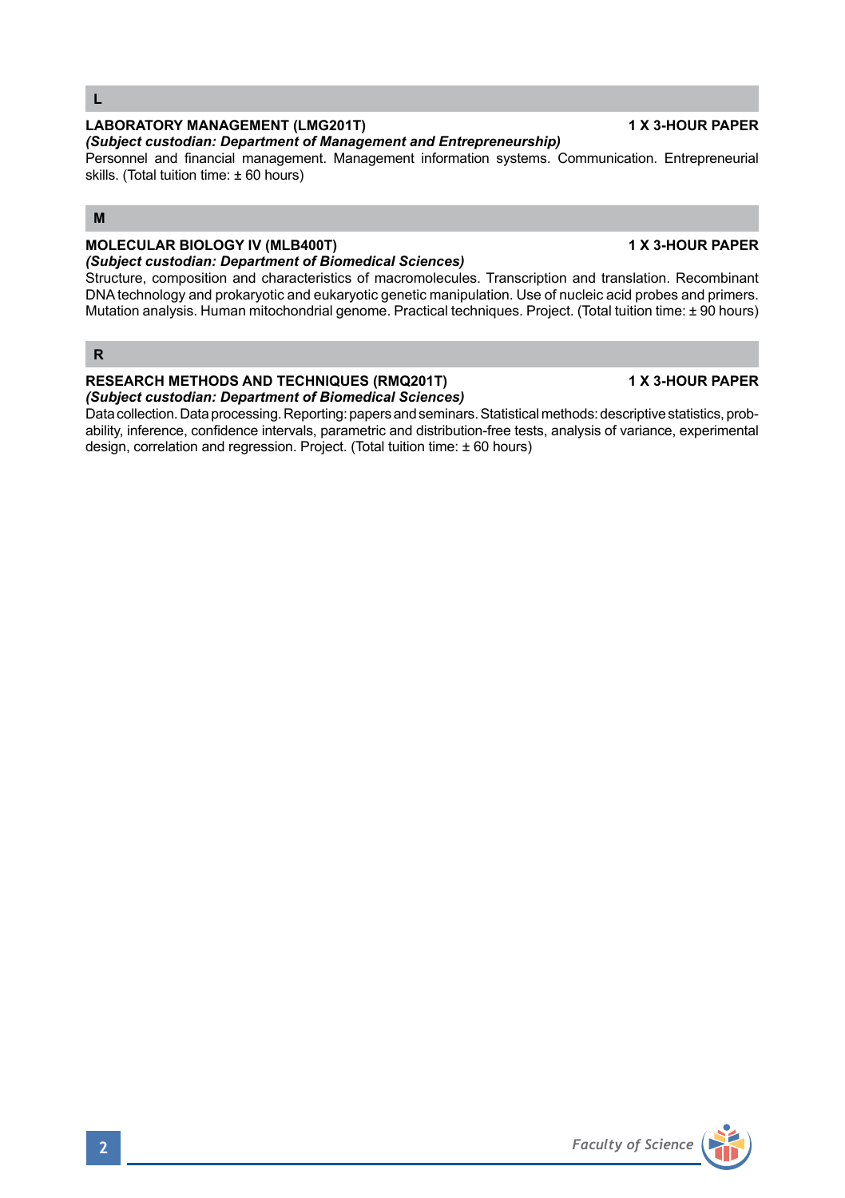## L

**LABORATORY MANAGEMENT (LMG201T)** **1 X 3-HOUR PAPER**

***(Subject custodian: Department of Management and Entrepreneurship)***

Personnel and financial management. Management information systems. Communication. Entrepreneurial skills. (Total tuition time: ± 60 hours)

## M

**MOLECULAR BIOLOGY IV (MLB400T)** **1 X 3-HOUR PAPER**

***(Subject custodian: Department of Biomedical Sciences)***

Structure, composition and characteristics of macromolecules. Transcription and translation. Recombinant DNA technology and prokaryotic and eukaryotic genetic manipulation. Use of nucleic acid probes and primers. Mutation analysis. Human mitochondrial genome. Practical techniques. Project. (Total tuition time: ± 90 hours)

## R

**RESEARCH METHODS AND TECHNIQUES (RMQ201T)** **1 X 3-HOUR PAPER**

***(Subject custodian: Department of Biomedical Sciences)***

Data collection. Data processing. Reporting: papers and seminars. Statistical methods: descriptive statistics, probability, inference, confidence intervals, parametric and distribution-free tests, analysis of variance, experimental design, correlation and regression. Project. (Total tuition time: ± 60 hours)